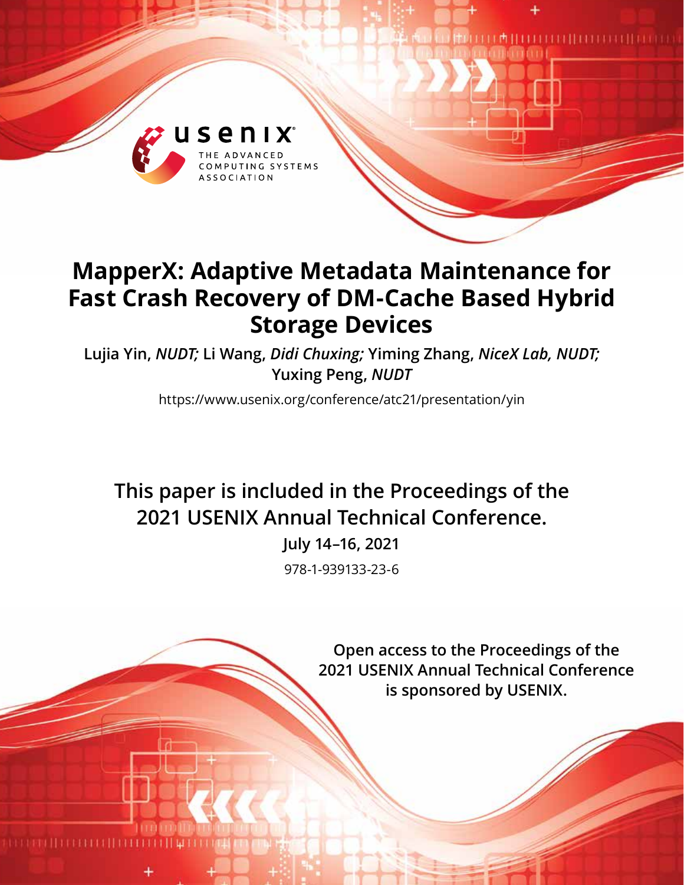usenix

THE ADVANCED COMPUTING SYSTEMS ASSOCIATION

# MapperX: Adaptive Metadata Maintenance for Fast Crash Recovery of DM-Cache Based Hybrid Storage Devices

**Lujia Yin,** ***NUDT;*** **Li Wang,** ***Didi Chuxing;*** **Yiming Zhang,** ***NiceX Lab, NUDT;*** **Yuxing Peng,** ***NUDT***

https://www.usenix.org/conference/atc21/presentation/yin

**This paper is included in the Proceedings of the 2021 USENIX Annual Technical Conference.**

**July 14–16, 2021**

978-1-939133-23-6

**Open access to the Proceedings of the 2021 USENIX Annual Technical Conference is sponsored by USENIX.**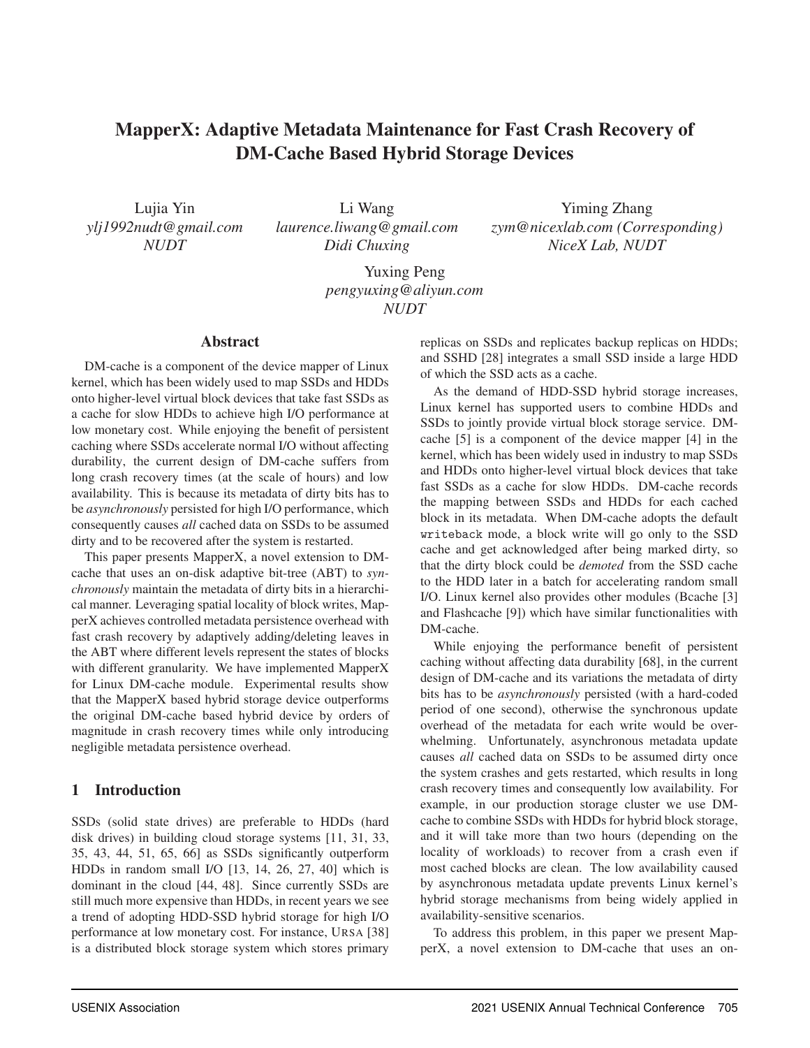# MapperX: Adaptive Metadata Maintenance for Fast Crash Recovery of DM-Cache Based Hybrid Storage Devices

Lujia Yin
*ylj1992nudt@gmail.com*
*NUDT*

Li Wang
*laurence.liwang@gmail.com*
*Didi Chuxing*

Yiming Zhang
*zym@nicexlab.com (Corresponding)*
*NiceX Lab, NUDT*

Yuxing Peng
*pengyuxing@aliyun.com*
*NUDT*

## Abstract

DM-cache is a component of the device mapper of Linux kernel, which has been widely used to map SSDs and HDDs onto higher-level virtual block devices that take fast SSDs as a cache for slow HDDs to achieve high I/O performance at low monetary cost. While enjoying the benefit of persistent caching where SSDs accelerate normal I/O without affecting durability, the current design of DM-cache suffers from long crash recovery times (at the scale of hours) and low availability. This is because its metadata of dirty bits has to be *asynchronously* persisted for high I/O performance, which consequently causes *all* cached data on SSDs to be assumed dirty and to be recovered after the system is restarted.

This paper presents MapperX, a novel extension to DM-cache that uses an on-disk adaptive bit-tree (ABT) to *synchronously* maintain the metadata of dirty bits in a hierarchical manner. Leveraging spatial locality of block writes, MapperX achieves controlled metadata persistence overhead with fast crash recovery by adaptively adding/deleting leaves in the ABT where different levels represent the states of blocks with different granularity. We have implemented MapperX for Linux DM-cache module. Experimental results show that the MapperX based hybrid storage device outperforms the original DM-cache based hybrid device by orders of magnitude in crash recovery times while only introducing negligible metadata persistence overhead.

## 1 Introduction

SSDs (solid state drives) are preferable to HDDs (hard disk drives) in building cloud storage systems [11, 31, 33, 35, 43, 44, 51, 65, 66] as SSDs significantly outperform HDDs in random small I/O [13, 14, 26, 27, 40] which is dominant in the cloud [44, 48]. Since currently SSDs are still much more expensive than HDDs, in recent years we see a trend of adopting HDD-SSD hybrid storage for high I/O performance at low monetary cost. For instance, URSA [38] is a distributed block storage system which stores primary replicas on SSDs and replicates backup replicas on HDDs; and SSHD [28] integrates a small SSD inside a large HDD of which the SSD acts as a cache.

As the demand of HDD-SSD hybrid storage increases, Linux kernel has supported users to combine HDDs and SSDs to jointly provide virtual block storage service. DM-cache [5] is a component of the device mapper [4] in the kernel, which has been widely used in industry to map SSDs and HDDs onto higher-level virtual block devices that take fast SSDs as a cache for slow HDDs. DM-cache records the mapping between SSDs and HDDs for each cached block in its metadata. When DM-cache adopts the default `writeback` mode, a block write will go only to the SSD cache and get acknowledged after being marked dirty, so that the dirty block could be *demoted* from the SSD cache to the HDD later in a batch for accelerating random small I/O. Linux kernel also provides other modules (Bcache [3] and Flashcache [9]) which have similar functionalities with DM-cache.

While enjoying the performance benefit of persistent caching without affecting data durability [68], in the current design of DM-cache and its variations the metadata of dirty bits has to be *asynchronously* persisted (with a hard-coded period of one second), otherwise the synchronous update overhead of the metadata for each write would be overwhelming. Unfortunately, asynchronous metadata update causes *all* cached data on SSDs to be assumed dirty once the system crashes and gets restarted, which results in long crash recovery times and consequently low availability. For example, in our production storage cluster we use DM-cache to combine SSDs with HDDs for hybrid block storage, and it will take more than two hours (depending on the locality of workloads) to recover from a crash even if most cached blocks are clean. The low availability caused by asynchronous metadata update prevents Linux kernel's hybrid storage mechanisms from being widely applied in availability-sensitive scenarios.

To address this problem, in this paper we present MapperX, a novel extension to DM-cache that uses an on-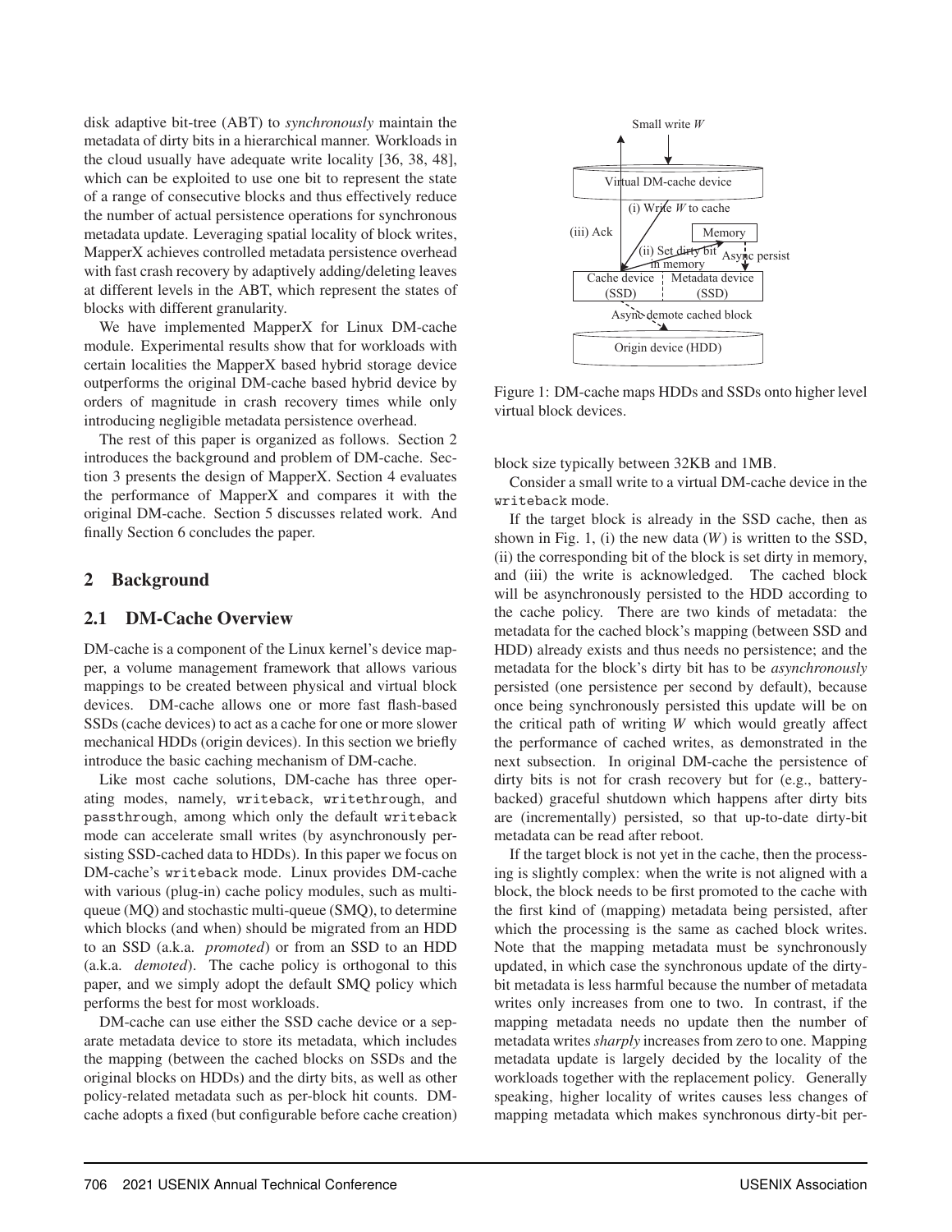disk adaptive bit-tree (ABT) to *synchronously* maintain the metadata of dirty bits in a hierarchical manner. Workloads in the cloud usually have adequate write locality [36, 38, 48], which can be exploited to use one bit to represent the state of a range of consecutive blocks and thus effectively reduce the number of actual persistence operations for synchronous metadata update. Leveraging spatial locality of block writes, MapperX achieves controlled metadata persistence overhead with fast crash recovery by adaptively adding/deleting leaves at different levels in the ABT, which represent the states of blocks with different granularity.

We have implemented MapperX for Linux DM-cache module. Experimental results show that for workloads with certain localities the MapperX based hybrid storage device outperforms the original DM-cache based hybrid device by orders of magnitude in crash recovery times while only introducing negligible metadata persistence overhead.

The rest of this paper is organized as follows. Section 2 introduces the background and problem of DM-cache. Section 3 presents the design of MapperX. Section 4 evaluates the performance of MapperX and compares it with the original DM-cache. Section 5 discusses related work. And finally Section 6 concludes the paper.

## 2 Background

### 2.1 DM-Cache Overview

DM-cache is a component of the Linux kernel's device mapper, a volume management framework that allows various mappings to be created between physical and virtual block devices. DM-cache allows one or more fast flash-based SSDs (cache devices) to act as a cache for one or more slower mechanical HDDs (origin devices). In this section we briefly introduce the basic caching mechanism of DM-cache.

Like most cache solutions, DM-cache has three operating modes, namely, `writeback`, `writethrough`, and `passthrough`, among which only the default `writeback` mode can accelerate small writes (by asynchronously persisting SSD-cached data to HDDs). In this paper we focus on DM-cache's `writeback` mode. Linux provides DM-cache with various (plug-in) cache policy modules, such as multi-queue (MQ) and stochastic multi-queue (SMQ), to determine which blocks (and when) should be migrated from an HDD to an SSD (a.k.a. *promoted*) or from an SSD to an HDD (a.k.a. *demoted*). The cache policy is orthogonal to this paper, and we simply adopt the default SMQ policy which performs the best for most workloads.

DM-cache can use either the SSD cache device or a separate metadata device to store its metadata, which includes the mapping (between the cached blocks on SSDs and the original blocks on HDDs) and the dirty bits, as well as other policy-related metadata such as per-block hit counts. DM-cache adopts a fixed (but configurable before cache creation) block size typically between 32KB and 1MB.

Small write $W$

Virtual DM-cache device

(i) Write $W$ to cache

(iii) Ack

Memory

(ii) Set dirty bit in memory

Async persist

Cache device (SSD) | Metadata device (SSD)

Async demote cached block

Origin device (HDD)

Figure 1: DM-cache maps HDDs and SSDs onto higher level virtual block devices.

Consider a small write to a virtual DM-cache device in the `writeback` mode.

If the target block is already in the SSD cache, then as shown in Fig. 1, (i) the new data ($W$) is written to the SSD, (ii) the corresponding bit of the block is set dirty in memory, and (iii) the write is acknowledged. The cached block will be asynchronously persisted to the HDD according to the cache policy. There are two kinds of metadata: the metadata for the cached block's mapping (between SSD and HDD) already exists and thus needs no persistence; and the metadata for the block's dirty bit has to be *asynchronously* persisted (one persistence per second by default), because once being synchronously persisted this update will be on the critical path of writing $W$ which would greatly affect the performance of cached writes, as demonstrated in the next subsection. In original DM-cache the persistence of dirty bits is not for crash recovery but for (e.g., battery-backed) graceful shutdown which happens after dirty bits are (incrementally) persisted, so that up-to-date dirty-bit metadata can be read after reboot.

If the target block is not yet in the cache, then the processing is slightly complex: when the write is not aligned with a block, the block needs to be first promoted to the cache with the first kind of (mapping) metadata being persisted, after which the processing is the same as cached block writes. Note that the mapping metadata must be synchronously updated, in which case the synchronous update of the dirty-bit metadata is less harmful because the number of metadata writes only increases from one to two. In contrast, if the mapping metadata needs no update then the number of metadata writes *sharply* increases from zero to one. Mapping metadata update is largely decided by the locality of the workloads together with the replacement policy. Generally speaking, higher locality of writes causes less changes of mapping metadata which makes synchronous dirty-bit per-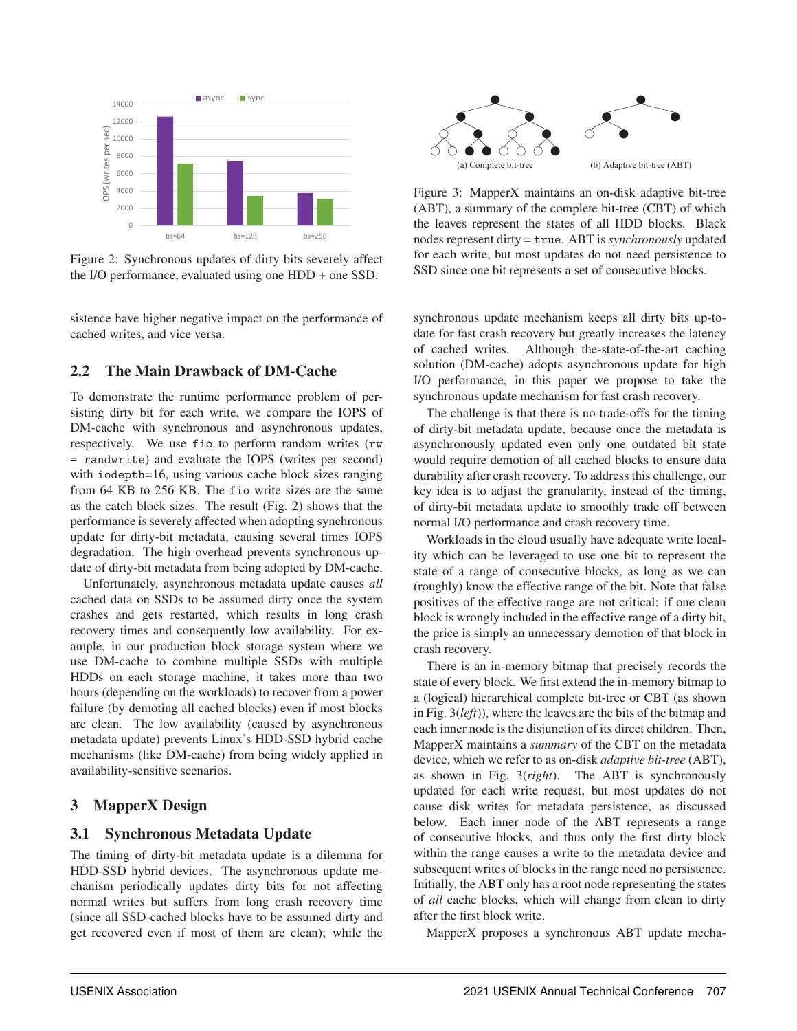Figure 2: Synchronous updates of dirty bits severely affect the I/O performance, evaluated using one HDD + one SSD.

sistence have higher negative impact on the performance of cached writes, and vice versa.

### 2.2 The Main Drawback of DM-Cache

To demonstrate the runtime performance problem of persisting dirty bit for each write, we compare the IOPS of DM-cache with synchronous and asynchronous updates, respectively. We use `fio` to perform random writes (`rw = randwrite`) and evaluate the IOPS (writes per second) with `iodepth=16`, using various cache block sizes ranging from 64 KB to 256 KB. The `fio` write sizes are the same as the catch block sizes. The result (Fig. 2) shows that the performance is severely affected when adopting synchronous update for dirty-bit metadata, causing several times IOPS degradation. The high overhead prevents synchronous update of dirty-bit metadata from being adopted by DM-cache.

Unfortunately, asynchronous metadata update causes *all* cached data on SSDs to be assumed dirty once the system crashes and gets restarted, which results in long crash recovery times and consequently low availability. For example, in our production block storage system where we use DM-cache to combine multiple SSDs with multiple HDDs on each storage machine, it takes more than two hours (depending on the workloads) to recover from a power failure (by demoting all cached blocks) even if most blocks are clean. The low availability (caused by asynchronous metadata update) prevents Linux's HDD-SSD hybrid cache mechanisms (like DM-cache) from being widely applied in availability-sensitive scenarios.

## 3 MapperX Design

### 3.1 Synchronous Metadata Update

The timing of dirty-bit metadata update is a dilemma for HDD-SSD hybrid devices. The asynchronous update mechanism periodically updates dirty bits for not affecting normal writes but suffers from long crash recovery time (since all SSD-cached blocks have to be assumed dirty and get recovered even if most of them are clean); while the synchronous update mechanism keeps all dirty bits up-to-date for fast crash recovery but greatly increases the latency of cached writes. Although the state-of-the-art caching solution (DM-cache) adopts asynchronous update for high I/O performance, in this paper we propose to take the synchronous update mechanism for fast crash recovery.

Figure 3: MapperX maintains an on-disk adaptive bit-tree (ABT), a summary of the complete bit-tree (CBT) of which the leaves represent the states of all HDD blocks. Black nodes represent dirty = `true`. ABT is *synchronously* updated for each write, but most updates do not need persistence to SSD since one bit represents a set of consecutive blocks.

The challenge is that there is no trade-offs for the timing of dirty-bit metadata update, because once the metadata is asynchronously updated even only one outdated bit state would require demotion of all cached blocks to ensure data durability after crash recovery. To address this challenge, our key idea is to adjust the granularity, instead of the timing, of dirty-bit metadata update to smoothly trade off between normal I/O performance and crash recovery time.

Workloads in the cloud usually have adequate write locality which can be leveraged to use one bit to represent the state of a range of consecutive blocks, as long as we can (roughly) know the effective range of the bit. Note that false positives of the effective range are not critical: if one clean block is wrongly included in the effective range of a dirty bit, the price is simply an unnecessary demotion of that block in crash recovery.

There is an in-memory bitmap that precisely records the state of every block. We first extend the in-memory bitmap to a (logical) hierarchical complete bit-tree or CBT (as shown in Fig. 3(*left*)), where the leaves are the bits of the bitmap and each inner node is the disjunction of its direct children. Then, MapperX maintains a *summary* of the CBT on the metadata device, which we refer to as on-disk *adaptive bit-tree* (ABT), as shown in Fig. 3(*right*). The ABT is synchronously updated for each write request, but most updates do not cause disk writes for metadata persistence, as discussed below. Each inner node of the ABT represents a range of consecutive blocks, and thus only the first dirty block within the range causes a write to the metadata device and subsequent writes of blocks in the range need no persistence. Initially, the ABT only has a root node representing the states of *all* cache blocks, which will change from clean to dirty after the first block write.

MapperX proposes a synchronous ABT update mecha-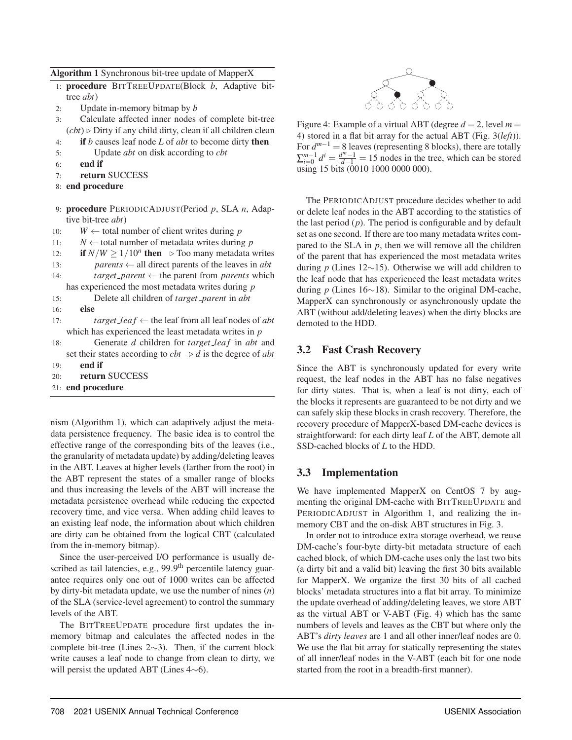**Algorithm 1** Synchronous bit-tree update of MapperX

```
1: procedure BITTREEUPDATE(Block b, Adaptive bit-tree abt)
2:     Update in-memory bitmap by b
3:     Calculate affected inner nodes of complete bit-tree (cbt) ▷ Dirty if any child dirty, clean if all children clean
4:     if b causes leaf node L of abt to become dirty then
5:         Update abt on disk according to cbt
6:     end if
7:     return SUCCESS
8: end procedure

9: procedure PERIODICADJUST(Period p, SLA n, Adaptive bit-tree abt)
10:    W ← total number of client writes during p
11:    N ← total number of metadata writes during p
12:    if N/W ≥ 1/10^n then   ▷ Too many metadata writes
13:        parents ← all direct parents of the leaves in abt
14:        target_parent ← the parent from parents which has experienced the most metadata writes during p
15:        Delete all children of target_parent in abt
16:    else
17:        target_leaf ← the leaf from all leaf nodes of abt which has experienced the least metadata writes in p
18:        Generate d children for target_leaf in abt and set their states according to cbt   ▷ d is the degree of abt
19:    end if
20:    return SUCCESS
21: end procedure
```

nism (Algorithm 1), which can adaptively adjust the metadata persistence frequency. The basic idea is to control the effective range of the corresponding bits of the leaves (i.e., the granularity of metadata update) by adding/deleting leaves in the ABT. Leaves at higher levels (farther from the root) in the ABT represent the states of a smaller range of blocks and thus increasing the levels of the ABT will increase the metadata persistence overhead while reducing the expected recovery time, and vice versa. When adding child leaves to an existing leaf node, the information about which children are dirty can be obtained from the logical CBT (calculated from the in-memory bitmap).

Since the user-perceived I/O performance is usually described as tail latencies, e.g., 99.9[th] percentile latency guarantee requires only one out of 1000 writes can be affected by dirty-bit metadata update, we use the number of nines ($n$) of the SLA (service-level agreement) to control the summary levels of the ABT.

The BITTREEUPDATE procedure first updates the in-memory bitmap and calculates the affected nodes in the complete bit-tree (Lines 2∼3). Then, if the current block write causes a leaf node to change from clean to dirty, we will persist the updated ABT (Lines 4∼6).

Figure 4: Example of a virtual ABT (degree $d = 2$, level $m = 4$) stored in a flat bit array for the actual ABT (Fig. 3(*left*)). For $d^{m-1} = 8$ leaves (representing 8 blocks), there are totally $\sum_{i=0}^{m-1} d^i = \frac{d^m - 1}{d-1} = 15$ nodes in the tree, which can be stored using 15 bits (0010 1000 0000 000).

The PERIODICADJUST procedure decides whether to add or delete leaf nodes in the ABT according to the statistics of the last period ($p$). The period is configurable and by default set as one second. If there are too many metadata writes compared to the SLA in $p$, then we will remove all the children of the parent that has experienced the most metadata writes during $p$ (Lines 12∼15). Otherwise we will add children to the leaf node that has experienced the least metadata writes during $p$ (Lines 16∼18). Similar to the original DM-cache, MapperX can synchronously or asynchronously update the ABT (without add/deleting leaves) when the dirty blocks are demoted to the HDD.

### 3.2 Fast Crash Recovery

Since the ABT is synchronously updated for every write request, the leaf nodes in the ABT has no false negatives for dirty states. That is, when a leaf is not dirty, each of the blocks it represents are guaranteed to be not dirty and we can safely skip these blocks in crash recovery. Therefore, the recovery procedure of MapperX-based DM-cache devices is straightforward: for each dirty leaf $L$ of the ABT, demote all SSD-cached blocks of $L$ to the HDD.

### 3.3 Implementation

We have implemented MapperX on CentOS 7 by augmenting the original DM-cache with BITTREEUPDATE and PERIODICADJUST in Algorithm 1, and realizing the in-memory CBT and the on-disk ABT structures in Fig. 3.

In order not to introduce extra storage overhead, we reuse DM-cache's four-byte dirty-bit metadata structure of each cached block, of which DM-cache uses only the last two bits (a dirty bit and a valid bit) leaving the first 30 bits available for MapperX. We organize the first 30 bits of all cached blocks' metadata structures into a flat bit array. To minimize the update overhead of adding/deleting leaves, we store ABT as the virtual ABT or V-ABT (Fig. 4) which has the same numbers of levels and leaves as the CBT but where only the ABT's *dirty leaves* are 1 and all other inner/leaf nodes are 0. We use the flat bit array for statically representing the states of all inner/leaf nodes in the V-ABT (each bit for one node started from the root in a breadth-first manner).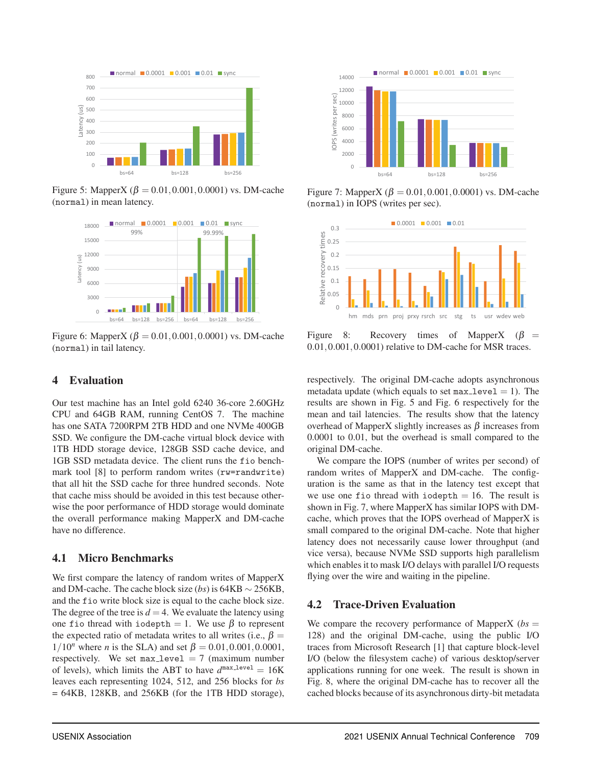Figure 5: MapperX ($\beta = 0.01, 0.001, 0.0001$) vs. DM-cache (`normal`) in mean latency.

Figure 6: MapperX ($\beta = 0.01, 0.001, 0.0001$) vs. DM-cache (`normal`) in tail latency.

Figure 7: MapperX ($\beta = 0.01, 0.001, 0.0001$) vs. DM-cache (`normal`) in IOPS (writes per sec).

Figure 8: Recovery times of MapperX ($\beta = 0.01, 0.001, 0.0001$) relative to DM-cache for MSR traces.

## 4 Evaluation

Our test machine has an Intel gold 6240 36-core 2.60GHz CPU and 64GB RAM, running CentOS 7. The machine has one SATA 7200RPM 2TB HDD and one NVMe 400GB SSD. We configure the DM-cache virtual block device with 1TB HDD storage device, 128GB SSD cache device, and 1GB SSD metadata device. The client runs the `fio` benchmark tool [8] to perform random writes (`rw=randwrite`) that all hit the SSD cache for three hundred seconds. Note that cache miss should be avoided in this test because otherwise the poor performance of HDD storage would dominate the overall performance making MapperX and DM-cache have no difference.

### 4.1 Micro Benchmarks

We first compare the latency of random writes of MapperX and DM-cache. The cache block size (*bs*) is 64KB $\sim$ 256KB, and the `fio` write block size is equal to the cache block size. The degree of the tree is $d = 4$. We evaluate the latency using one `fio` thread with `iodepth` $= 1$. We use $\beta$ to represent the expected ratio of metadata writes to all writes (i.e., $\beta = 1/10^n$ where $n$ is the SLA) and set $\beta = 0.01, 0.001, 0.0001$, respectively. We set `max_level` $= 7$ (maximum number of levels), which limits the ABT to have $d^{\text{max\_level}} = 16$K leaves each representing 1024, 512, and 256 blocks for *bs* = 64KB, 128KB, and 256KB (for the 1TB HDD storage), respectively. The original DM-cache adopts asynchronous metadata update (which equals to set `max_level` $= 1$). The results are shown in Fig. 5 and Fig. 6 respectively for the mean and tail latencies. The results show that the latency overhead of MapperX slightly increases as $\beta$ increases from 0.0001 to 0.01, but the overhead is small compared to the original DM-cache.

We compare the IOPS (number of writes per second) of random writes of MapperX and DM-cache. The configuration is the same as that in the latency test except that we use one `fio` thread with `iodepth` $= 16$. The result is shown in Fig. 7, where MapperX has similar IOPS with DM-cache, which proves that the IOPS overhead of MapperX is small compared to the original DM-cache. Note that higher latency does not necessarily cause lower throughput (and vice versa), because NVMe SSD supports high parallelism which enables it to mask I/O delays with parallel I/O requests flying over the wire and waiting in the pipeline.

### 4.2 Trace-Driven Evaluation

We compare the recovery performance of MapperX (*bs* = 128) and the original DM-cache, using the public I/O traces from Microsoft Research [1] that capture block-level I/O (below the filesystem cache) of various desktop/server applications running for one week. The result is shown in Fig. 8, where the original DM-cache has to recover all the cached blocks because of its asynchronous dirty-bit metadata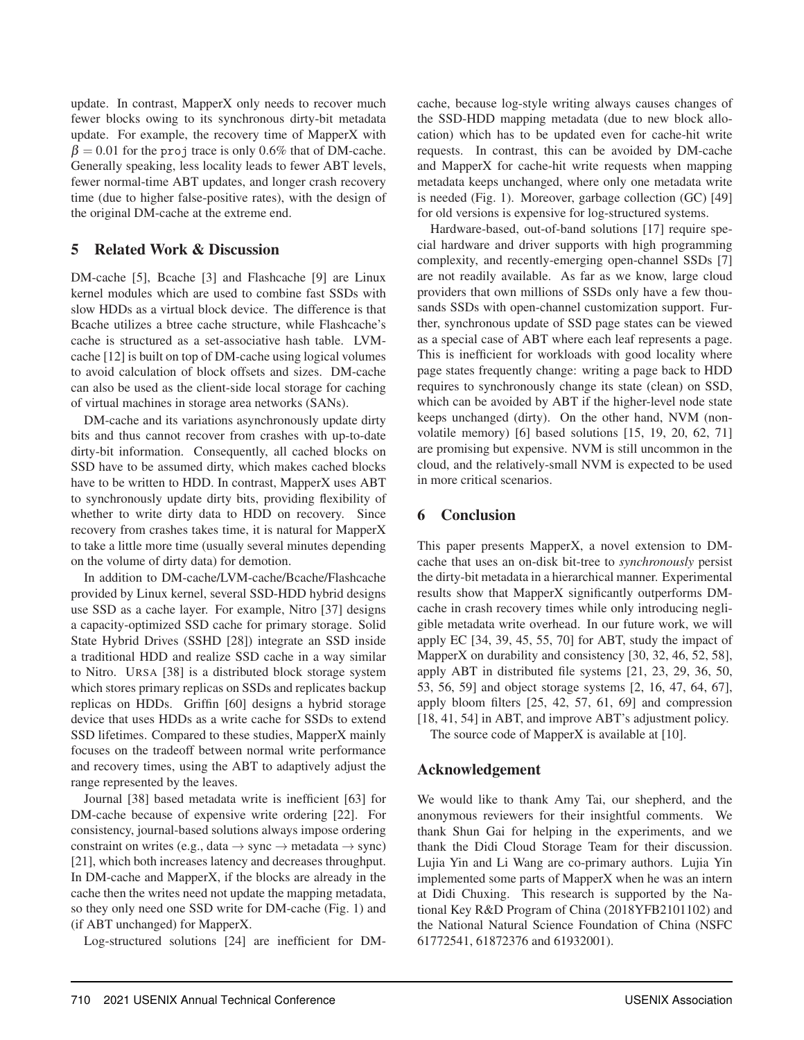update. In contrast, MapperX only needs to recover much fewer blocks owing to its synchronous dirty-bit metadata update. For example, the recovery time of MapperX with $\beta = 0.01$ for the proj trace is only 0.6% that of DM-cache. Generally speaking, less locality leads to fewer ABT levels, fewer normal-time ABT updates, and longer crash recovery time (due to higher false-positive rates), with the design of the original DM-cache at the extreme end.

## 5 Related Work & Discussion

DM-cache [5], Bcache [3] and Flashcache [9] are Linux kernel modules which are used to combine fast SSDs with slow HDDs as a virtual block device. The difference is that Bcache utilizes a btree cache structure, while Flashcache's cache is structured as a set-associative hash table. LVM-cache [12] is built on top of DM-cache using logical volumes to avoid calculation of block offsets and sizes. DM-cache can also be used as the client-side local storage for caching of virtual machines in storage area networks (SANs).

DM-cache and its variations asynchronously update dirty bits and thus cannot recover from crashes with up-to-date dirty-bit information. Consequently, all cached blocks on SSD have to be assumed dirty, which makes cached blocks have to be written to HDD. In contrast, MapperX uses ABT to synchronously update dirty bits, providing flexibility of whether to write dirty data to HDD on recovery. Since recovery from crashes takes time, it is natural for MapperX to take a little more time (usually several minutes depending on the volume of dirty data) for demotion.

In addition to DM-cache/LVM-cache/Bcache/Flashcache provided by Linux kernel, several SSD-HDD hybrid designs use SSD as a cache layer. For example, Nitro [37] designs a capacity-optimized SSD cache for primary storage. Solid State Hybrid Drives (SSHD [28]) integrate an SSD inside a traditional HDD and realize SSD cache in a way similar to Nitro. URSA [38] is a distributed block storage system which stores primary replicas on SSDs and replicates backup replicas on HDDs. Griffin [60] designs a hybrid storage device that uses HDDs as a write cache for SSDs to extend SSD lifetimes. Compared to these studies, MapperX mainly focuses on the tradeoff between normal write performance and recovery times, using the ABT to adaptively adjust the range represented by the leaves.

Journal [38] based metadata write is inefficient [63] for DM-cache because of expensive write ordering [22]. For consistency, journal-based solutions always impose ordering constraint on writes (e.g., data $\rightarrow$ sync $\rightarrow$ metadata $\rightarrow$ sync) [21], which both increases latency and decreases throughput. In DM-cache and MapperX, if the blocks are already in the cache then the writes need not update the mapping metadata, so they only need one SSD write for DM-cache (Fig. 1) and (if ABT unchanged) for MapperX.

Log-structured solutions [24] are inefficient for DM-cache, because log-style writing always causes changes of the SSD-HDD mapping metadata (due to new block allocation) which has to be updated even for cache-hit write requests. In contrast, this can be avoided by DM-cache and MapperX for cache-hit write requests when mapping metadata keeps unchanged, where only one metadata write is needed (Fig. 1). Moreover, garbage collection (GC) [49] for old versions is expensive for log-structured systems.

Hardware-based, out-of-band solutions [17] require special hardware and driver supports with high programming complexity, and recently-emerging open-channel SSDs [7] are not readily available. As far as we know, large cloud providers that own millions of SSDs only have a few thousands SSDs with open-channel customization support. Further, synchronous update of SSD page states can be viewed as a special case of ABT where each leaf represents a page. This is inefficient for workloads with good locality where page states frequently change: writing a page back to HDD requires to synchronously change its state (clean) on SSD, which can be avoided by ABT if the higher-level node state keeps unchanged (dirty). On the other hand, NVM (non-volatile memory) [6] based solutions [15, 19, 20, 62, 71] are promising but expensive. NVM is still uncommon in the cloud, and the relatively-small NVM is expected to be used in more critical scenarios.

## 6 Conclusion

This paper presents MapperX, a novel extension to DM-cache that uses an on-disk bit-tree to *synchronously* persist the dirty-bit metadata in a hierarchical manner. Experimental results show that MapperX significantly outperforms DM-cache in crash recovery times while only introducing negligible metadata write overhead. In our future work, we will apply EC [34, 39, 45, 55, 70] for ABT, study the impact of MapperX on durability and consistency [30, 32, 46, 52, 58], apply ABT in distributed file systems [21, 23, 29, 36, 50, 53, 56, 59] and object storage systems [2, 16, 47, 64, 67], apply bloom filters [25, 42, 57, 61, 69] and compression [18, 41, 54] in ABT, and improve ABT's adjustment policy.

The source code of MapperX is available at [10].

## Acknowledgement

We would like to thank Amy Tai, our shepherd, and the anonymous reviewers for their insightful comments. We thank Shun Gai for helping in the experiments, and we thank the Didi Cloud Storage Team for their discussion. Lujia Yin and Li Wang are co-primary authors. Lujia Yin implemented some parts of MapperX when he was an intern at Didi Chuxing. This research is supported by the National Key R&D Program of China (2018YFB2101102) and the National Natural Science Foundation of China (NSFC 61772541, 61872376 and 61932001).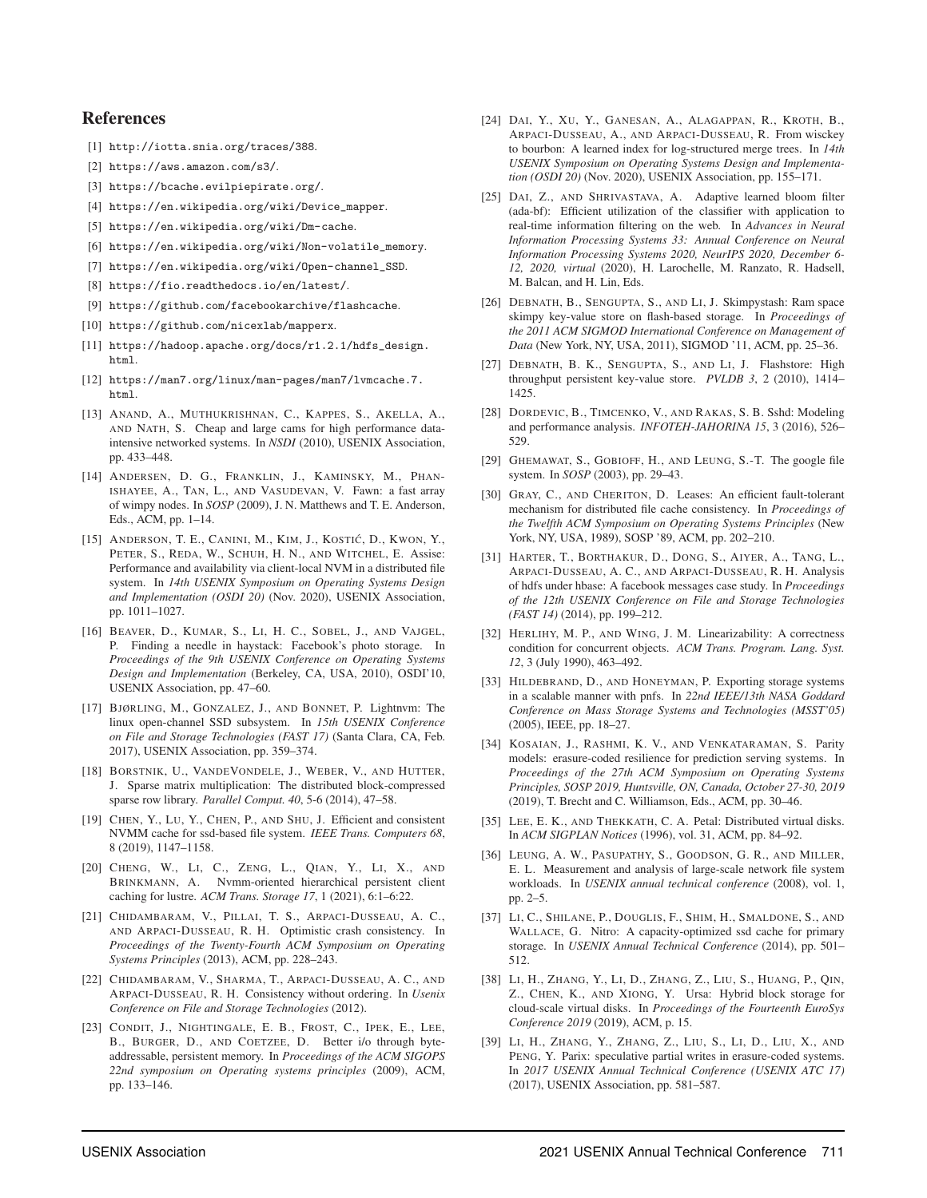## References

[1] http://iotta.snia.org/traces/388.

[2] https://aws.amazon.com/s3/.

[3] https://bcache.evilpiepirate.org/.

[4] https://en.wikipedia.org/wiki/Device_mapper.

[5] https://en.wikipedia.org/wiki/Dm-cache.

[6] https://en.wikipedia.org/wiki/Non-volatile_memory.

[7] https://en.wikipedia.org/wiki/Open-channel_SSD.

[8] https://fio.readthedocs.io/en/latest/.

[9] https://github.com/facebookarchive/flashcache.

[10] https://github.com/nicexlab/mapperx.

[11] https://hadoop.apache.org/docs/r1.2.1/hdfs_design.html.

[12] https://man7.org/linux/man-pages/man7/lvmcache.7.html.

[13] ANAND, A., MUTHUKRISHNAN, C., KAPPES, S., AKELLA, A., AND NATH, S. Cheap and large cams for high performance data-intensive networked systems. In *NSDI* (2010), USENIX Association, pp. 433–448.

[14] ANDERSEN, D. G., FRANKLIN, J., KAMINSKY, M., PHANISHAYEE, A., TAN, L., AND VASUDEVAN, V. Fawn: a fast array of wimpy nodes. In *SOSP* (2009), J. N. Matthews and T. E. Anderson, Eds., ACM, pp. 1–14.

[15] ANDERSON, T. E., CANINI, M., KIM, J., KOSTIĆ, D., KWON, Y., PETER, S., REDA, W., SCHUH, H. N., AND WITCHEL, E. Assise: Performance and availability via client-local NVM in a distributed file system. In *14th USENIX Symposium on Operating Systems Design and Implementation (OSDI 20)* (Nov. 2020), USENIX Association, pp. 1011–1027.

[16] BEAVER, D., KUMAR, S., LI, H. C., SOBEL, J., AND VAJGEL, P. Finding a needle in haystack: Facebook's photo storage. In *Proceedings of the 9th USENIX Conference on Operating Systems Design and Implementation* (Berkeley, CA, USA, 2010), OSDI'10, USENIX Association, pp. 47–60.

[17] BJØRLING, M., GONZALEZ, J., AND BONNET, P. Lightnvm: The linux open-channel SSD subsystem. In *15th USENIX Conference on File and Storage Technologies (FAST 17)* (Santa Clara, CA, Feb. 2017), USENIX Association, pp. 359–374.

[18] BORSTNIK, U., VANDEVONDELE, J., WEBER, V., AND HUTTER, J. Sparse matrix multiplication: The distributed block-compressed sparse row library. *Parallel Comput. 40*, 5-6 (2014), 47–58.

[19] CHEN, Y., LU, Y., CHEN, P., AND SHU, J. Efficient and consistent NVMM cache for ssd-based file system. *IEEE Trans. Computers 68*, 8 (2019), 1147–1158.

[20] CHENG, W., LI, C., ZENG, L., QIAN, Y., LI, X., AND BRINKMANN, A. Nvmm-oriented hierarchical persistent client caching for lustre. *ACM Trans. Storage 17*, 1 (2021), 6:1–6:22.

[21] CHIDAMBARAM, V., PILLAI, T. S., ARPACI-DUSSEAU, A. C., AND ARPACI-DUSSEAU, R. H. Optimistic crash consistency. In *Proceedings of the Twenty-Fourth ACM Symposium on Operating Systems Principles* (2013), ACM, pp. 228–243.

[22] CHIDAMBARAM, V., SHARMA, T., ARPACI-DUSSEAU, A. C., AND ARPACI-DUSSEAU, R. H. Consistency without ordering. In *Usenix Conference on File and Storage Technologies* (2012).

[23] CONDIT, J., NIGHTINGALE, E. B., FROST, C., IPEK, E., LEE, B., BURGER, D., AND COETZEE, D. Better i/o through byte-addressable, persistent memory. In *Proceedings of the ACM SIGOPS 22nd symposium on Operating systems principles* (2009), ACM, pp. 133–146.

[24] DAI, Y., XU, Y., GANESAN, A., ALAGAPPAN, R., KROTH, B., ARPACI-DUSSEAU, A., AND ARPACI-DUSSEAU, R. From wisckey to bourbon: A learned index for log-structured merge trees. In *14th USENIX Symposium on Operating Systems Design and Implementation (OSDI 20)* (Nov. 2020), USENIX Association, pp. 155–171.

[25] DAI, Z., AND SHRIVASTAVA, A. Adaptive learned bloom filter (ada-bf): Efficient utilization of the classifier with application to real-time information filtering on the web. In *Advances in Neural Information Processing Systems 33: Annual Conference on Neural Information Processing Systems 2020, NeurIPS 2020, December 6-12, 2020, virtual* (2020), H. Larochelle, M. Ranzato, R. Hadsell, M. Balcan, and H. Lin, Eds.

[26] DEBNATH, B., SENGUPTA, S., AND LI, J. Skimpystash: Ram space skimpy key-value store on flash-based storage. In *Proceedings of the 2011 ACM SIGMOD International Conference on Management of Data* (New York, NY, USA, 2011), SIGMOD '11, ACM, pp. 25–36.

[27] DEBNATH, B. K., SENGUPTA, S., AND LI, J. Flashstore: High throughput persistent key-value store. *PVLDB 3*, 2 (2010), 1414–1425.

[28] DORDEVIC, B., TIMCENKO, V., AND RAKAS, S. B. Sshd: Modeling and performance analysis. *INFOTEH-JAHORINA 15*, 3 (2016), 526–529.

[29] GHEMAWAT, S., GOBIOFF, H., AND LEUNG, S.-T. The google file system. In *SOSP* (2003), pp. 29–43.

[30] GRAY, C., AND CHERITON, D. Leases: An efficient fault-tolerant mechanism for distributed file cache consistency. In *Proceedings of the Twelfth ACM Symposium on Operating Systems Principles* (New York, NY, USA, 1989), SOSP '89, ACM, pp. 202–210.

[31] HARTER, T., BORTHAKUR, D., DONG, S., AIYER, A., TANG, L., ARPACI-DUSSEAU, A. C., AND ARPACI-DUSSEAU, R. H. Analysis of hdfs under hbase: A facebook messages case study. In *Proceedings of the 12th USENIX Conference on File and Storage Technologies (FAST 14)* (2014), pp. 199–212.

[32] HERLIHY, M. P., AND WING, J. M. Linearizability: A correctness condition for concurrent objects. *ACM Trans. Program. Lang. Syst. 12*, 3 (July 1990), 463–492.

[33] HILDEBRAND, D., AND HONEYMAN, P. Exporting storage systems in a scalable manner with pnfs. In *22nd IEEE/13th NASA Goddard Conference on Mass Storage Systems and Technologies (MSST'05)* (2005), IEEE, pp. 18–27.

[34] KOSAIAN, J., RASHMI, K. V., AND VENKATARAMAN, S. Parity models: erasure-coded resilience for prediction serving systems. In *Proceedings of the 27th ACM Symposium on Operating Systems Principles, SOSP 2019, Huntsville, ON, Canada, October 27-30, 2019* (2019), T. Brecht and C. Williamson, Eds., ACM, pp. 30–46.

[35] LEE, E. K., AND THEKKATH, C. A. Petal: Distributed virtual disks. In *ACM SIGPLAN Notices* (1996), vol. 31, ACM, pp. 84–92.

[36] LEUNG, A. W., PASUPATHY, S., GOODSON, G. R., AND MILLER, E. L. Measurement and analysis of large-scale network file system workloads. In *USENIX annual technical conference* (2008), vol. 1, pp. 2–5.

[37] LI, C., SHILANE, P., DOUGLIS, F., SHIM, H., SMALDONE, S., AND WALLACE, G. Nitro: A capacity-optimized ssd cache for primary storage. In *USENIX Annual Technical Conference* (2014), pp. 501–512.

[38] LI, H., ZHANG, Y., LI, D., ZHANG, Z., LIU, S., HUANG, P., QIN, Z., CHEN, K., AND XIONG, Y. Ursa: Hybrid block storage for cloud-scale virtual disks. In *Proceedings of the Fourteenth EuroSys Conference 2019* (2019), ACM, p. 15.

[39] LI, H., ZHANG, Y., ZHANG, Z., LIU, S., LI, D., LIU, X., AND PENG, Y. Parix: speculative partial writes in erasure-coded systems. In *2017 USENIX Annual Technical Conference (USENIX ATC 17)* (2017), USENIX Association, pp. 581–587.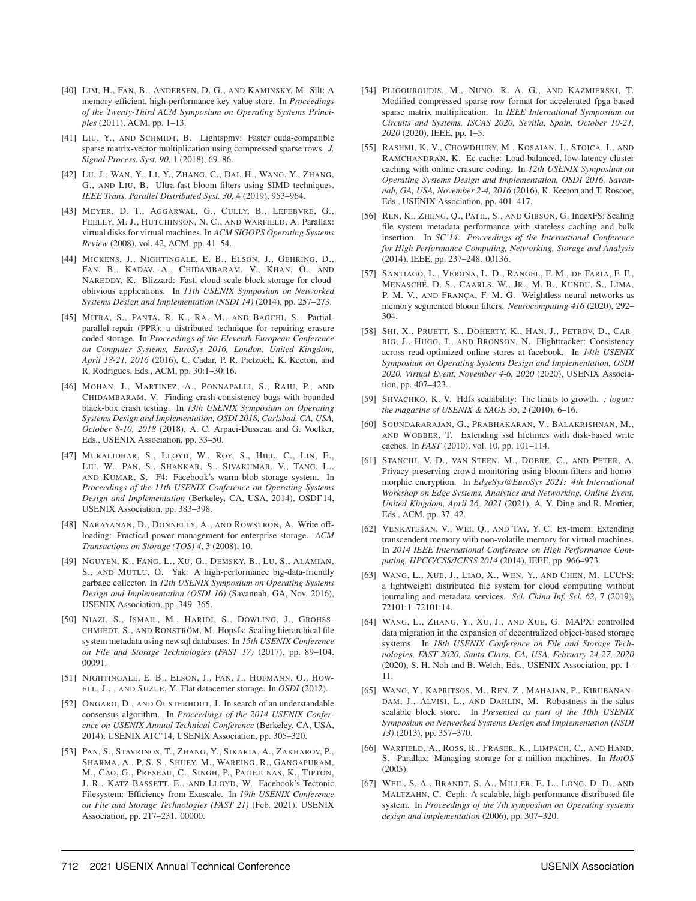[40] Lim, H., Fan, B., Andersen, D. G., and Kaminsky, M. Silt: A memory-efficient, high-performance key-value store. In *Proceedings of the Twenty-Third ACM Symposium on Operating Systems Principles* (2011), ACM, pp. 1–13.

[41] Liu, Y., and Schmidt, B. Lightspmv: Faster cuda-compatible sparse matrix-vector multiplication using compressed sparse rows. *J. Signal Process. Syst. 90*, 1 (2018), 69–86.

[42] Lu, J., Wan, Y., Li, Y., Zhang, C., Dai, H., Wang, Y., Zhang, G., and Liu, B. Ultra-fast bloom filters using SIMD techniques. *IEEE Trans. Parallel Distributed Syst. 30*, 4 (2019), 953–964.

[43] Meyer, D. T., Aggarwal, G., Cully, B., Lefebvre, G., Feeley, M. J., Hutchinson, N. C., and Warfield, A. Parallax: virtual disks for virtual machines. In *ACM SIGOPS Operating Systems Review* (2008), vol. 42, ACM, pp. 41–54.

[44] Mickens, J., Nightingale, E. B., Elson, J., Gehring, D., Fan, B., Kadav, A., Chidambaram, V., Khan, O., and Nareddy, K. Blizzard: Fast, cloud-scale block storage for cloud-oblivious applications. In *11th USENIX Symposium on Networked Systems Design and Implementation (NSDI 14)* (2014), pp. 257–273.

[45] Mitra, S., Panta, R. K., Ra, M., and Bagchi, S. Partial-parallel-repair (PPR): a distributed technique for repairing erasure coded storage. In *Proceedings of the Eleventh European Conference on Computer Systems, EuroSys 2016, London, United Kingdom, April 18-21, 2016* (2016), C. Cadar, P. R. Pietzuch, K. Keeton, and R. Rodrigues, Eds., ACM, pp. 30:1–30:16.

[46] Mohan, J., Martinez, A., Ponnapalli, S., Raju, P., and Chidambaram, V. Finding crash-consistency bugs with bounded black-box crash testing. In *13th USENIX Symposium on Operating Systems Design and Implementation, OSDI 2018, Carlsbad, CA, USA, October 8-10, 2018* (2018), A. C. Arpaci-Dusseau and G. Voelker, Eds., USENIX Association, pp. 33–50.

[47] Muralidhar, S., Lloyd, W., Roy, S., Hill, C., Lin, E., Liu, W., Pan, S., Shankar, S., Sivakumar, V., Tang, L., and Kumar, S. F4: Facebook's warm blob storage system. In *Proceedings of the 11th USENIX Conference on Operating Systems Design and Implementation* (Berkeley, CA, USA, 2014), OSDI'14, USENIX Association, pp. 383–398.

[48] Narayanan, D., Donnelly, A., and Rowstron, A. Write off-loading: Practical power management for enterprise storage. *ACM Transactions on Storage (TOS) 4*, 3 (2008), 10.

[49] Nguyen, K., Fang, L., Xu, G., Demsky, B., Lu, S., Alamian, S., and Mutlu, O. Yak: A high-performance big-data-friendly garbage collector. In *12th USENIX Symposium on Operating Systems Design and Implementation (OSDI 16)* (Savannah, GA, Nov. 2016), USENIX Association, pp. 349–365.

[50] Niazi, S., Ismail, M., Haridi, S., Dowling, J., Grohsschmiedt, S., and Ronström, M. Hopsfs: Scaling hierarchical file system metadata using newsql databases. In *15th USENIX Conference on File and Storage Technologies (FAST 17)* (2017), pp. 89–104. 00091.

[51] Nightingale, E. B., Elson, J., Fan, J., Hofmann, O., Howell, J., , and Suzue, Y. Flat datacenter storage. In *OSDI* (2012).

[52] Ongaro, D., and Ousterhout, J. In search of an understandable consensus algorithm. In *Proceedings of the 2014 USENIX Conference on USENIX Annual Technical Conference* (Berkeley, CA, USA, 2014), USENIX ATC'14, USENIX Association, pp. 305–320.

[53] Pan, S., Stavrinos, T., Zhang, Y., Sikaria, A., Zakharov, P., Sharma, A., P, S. S., Shuey, M., Wareing, R., Gangapuram, M., Cao, G., Preseau, C., Singh, P., Patiejunas, K., Tipton, J. R., Katz-Bassett, E., and Lloyd, W. Facebook's Tectonic Filesystem: Efficiency from Exascale. In *19th USENIX Conference on File and Storage Technologies (FAST 21)* (Feb. 2021), USENIX Association, pp. 217–231. 00000.

[54] Pligouroudis, M., Nuno, R. A. G., and Kazmierski, T. Modified compressed sparse row format for accelerated fpga-based sparse matrix multiplication. In *IEEE International Symposium on Circuits and Systems, ISCAS 2020, Sevilla, Spain, October 10-21, 2020* (2020), IEEE, pp. 1–5.

[55] Rashmi, K. V., Chowdhury, M., Kosaian, J., Stoica, I., and Ramchandran, K. Ec-cache: Load-balanced, low-latency cluster caching with online erasure coding. In *12th USENIX Symposium on Operating Systems Design and Implementation, OSDI 2016, Savannah, GA, USA, November 2-4, 2016* (2016), K. Keeton and T. Roscoe, Eds., USENIX Association, pp. 401–417.

[56] Ren, K., Zheng, Q., Patil, S., and Gibson, G. IndexFS: Scaling file system metadata performance with stateless caching and bulk insertion. In *SC'14: Proceedings of the International Conference for High Performance Computing, Networking, Storage and Analysis* (2014), IEEE, pp. 237–248. 00136.

[57] Santiago, L., Verona, L. D., Rangel, F. M., de Faria, F. F., Menasché, D. S., Caarls, W., Jr., M. B., Kundu, S., Lima, P. M. V., and França, F. M. G. Weightless neural networks as memory segmented bloom filters. *Neurocomputing 416* (2020), 292–304.

[58] Shi, X., Pruett, S., Doherty, K., Han, J., Petrov, D., Carrig, J., Hugg, J., and Bronson, N. Flighttracker: Consistency across read-optimized online stores at facebook. In *14th USENIX Symposium on Operating Systems Design and Implementation, OSDI 2020, Virtual Event, November 4-6, 2020* (2020), USENIX Association, pp. 407–423.

[59] Shvachko, K. V. Hdfs scalability: The limits to growth. *; login:: the magazine of USENIX & SAGE 35*, 2 (2010), 6–16.

[60] Soundararajan, G., Prabhakaran, V., Balakrishnan, M., and Wobber, T. Extending ssd lifetimes with disk-based write caches. In *FAST* (2010), vol. 10, pp. 101–114.

[61] Stanciu, V. D., van Steen, M., Dobre, C., and Peter, A. Privacy-preserving crowd-monitoring using bloom filters and homomorphic encryption. In *EdgeSys@EuroSys 2021: 4th International Workshop on Edge Systems, Analytics and Networking, Online Event, United Kingdom, April 26, 2021* (2021), A. Y. Ding and R. Mortier, Eds., ACM, pp. 37–42.

[62] Venkatesan, V., Wei, Q., and Tay, Y. C. Ex-tmem: Extending transcendent memory with non-volatile memory for virtual machines. In *2014 IEEE International Conference on High Performance Computing, HPCC/CSS/ICESS 2014* (2014), IEEE, pp. 966–973.

[63] Wang, L., Xue, J., Liao, X., Wen, Y., and Chen, M. LCCFS: a lightweight distributed file system for cloud computing without journaling and metadata services. *Sci. China Inf. Sci. 62*, 7 (2019), 72101:1–72101:14.

[64] Wang, L., Zhang, Y., Xu, J., and Xue, G. MAPX: controlled data migration in the expansion of decentralized object-based storage systems. In *18th USENIX Conference on File and Storage Technologies, FAST 2020, Santa Clara, CA, USA, February 24-27, 2020* (2020), S. H. Noh and B. Welch, Eds., USENIX Association, pp. 1–11.

[65] Wang, Y., Kapritsos, M., Ren, Z., Mahajan, P., Kirubanandam, J., Alvisi, L., and Dahlin, M. Robustness in the salus scalable block store. In *Presented as part of the 10th USENIX Symposium on Networked Systems Design and Implementation (NSDI 13)* (2013), pp. 357–370.

[66] Warfield, A., Ross, R., Fraser, K., Limpach, C., and Hand, S. Parallax: Managing storage for a million machines. In *HotOS* (2005).

[67] Weil, S. A., Brandt, S. A., Miller, E. L., Long, D. D., and Maltzahn, C. Ceph: A scalable, high-performance distributed file system. In *Proceedings of the 7th symposium on Operating systems design and implementation* (2006), pp. 307–320.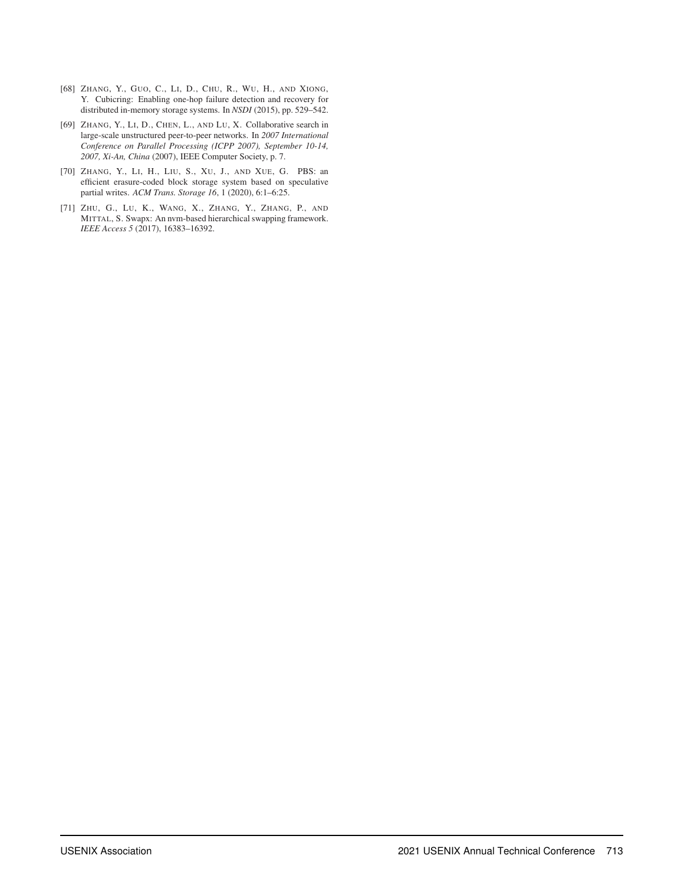[68] Zhang, Y., Guo, C., Li, D., Chu, R., Wu, H., and Xiong, Y. Cubicring: Enabling one-hop failure detection and recovery for distributed in-memory storage systems. In *NSDI* (2015), pp. 529–542.

[69] Zhang, Y., Li, D., Chen, L., and Lu, X. Collaborative search in large-scale unstructured peer-to-peer networks. In *2007 International Conference on Parallel Processing (ICPP 2007), September 10-14, 2007, Xi-An, China* (2007), IEEE Computer Society, p. 7.

[70] Zhang, Y., Li, H., Liu, S., Xu, J., and Xue, G. PBS: an efficient erasure-coded block storage system based on speculative partial writes. *ACM Trans. Storage 16*, 1 (2020), 6:1–6:25.

[71] Zhu, G., Lu, K., Wang, X., Zhang, Y., Zhang, P., and Mittal, S. Swapx: An nvm-based hierarchical swapping framework. *IEEE Access 5* (2017), 16383–16392.